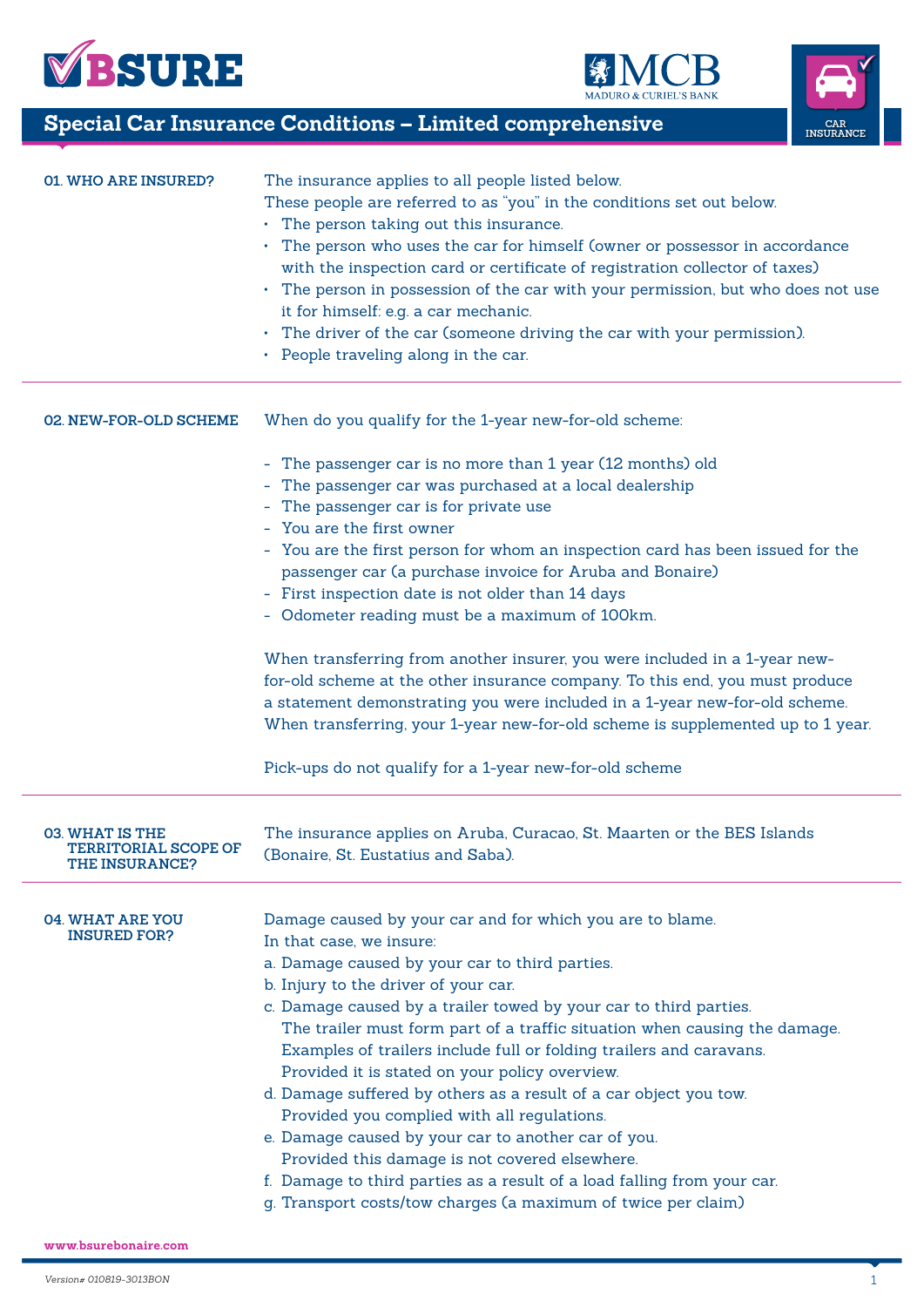# Special Car Insurance Conditions – Limited comprehensive

## 01. WHO ARE INSURED?

The insurance applies to all people listed below.
These people are referred to as "you" in the conditions set out below.

- The person taking out this insurance.
- The person who uses the car for himself (owner or possessor in accordance with the inspection card or certificate of registration collector of taxes)
- The person in possession of the car with your permission, but who does not use it for himself: e.g. a car mechanic.
- The driver of the car (someone driving the car with your permission).
- People traveling along in the car.

## 02. NEW-FOR-OLD SCHEME

When do you qualify for the 1-year new-for-old scheme:

- The passenger car is no more than 1 year (12 months) old
- The passenger car was purchased at a local dealership
- The passenger car is for private use
- You are the first owner
- You are the first person for whom an inspection card has been issued for the passenger car (a purchase invoice for Aruba and Bonaire)
- First inspection date is not older than 14 days
- Odometer reading must be a maximum of 100km.

When transferring from another insurer, you were included in a 1-year new-for-old scheme at the other insurance company. To this end, you must produce a statement demonstrating you were included in a 1-year new-for-old scheme. When transferring, your 1-year new-for-old scheme is supplemented up to 1 year.

Pick-ups do not qualify for a 1-year new-for-old scheme

## 03. WHAT IS THE TERRITORIAL SCOPE OF THE INSURANCE?

The insurance applies on Aruba, Curacao, St. Maarten or the BES Islands (Bonaire, St. Eustatius and Saba).

## 04. WHAT ARE YOU INSURED FOR?

Damage caused by your car and for which you are to blame.
In that case, we insure:

a. Damage caused by your car to third parties.
b. Injury to the driver of your car.
c. Damage caused by a trailer towed by your car to third parties.
   The trailer must form part of a traffic situation when causing the damage.
   Examples of trailers include full or folding trailers and caravans.
   Provided it is stated on your policy overview.
d. Damage suffered by others as a result of a car object you tow.
   Provided you complied with all regulations.
e. Damage caused by your car to another car of you.
   Provided this damage is not covered elsewhere.
f. Damage to third parties as a result of a load falling from your car.
g. Transport costs/tow charges (a maximum of twice per claim)

www.bsurebonaire.com

*Version# 010819-3013BON*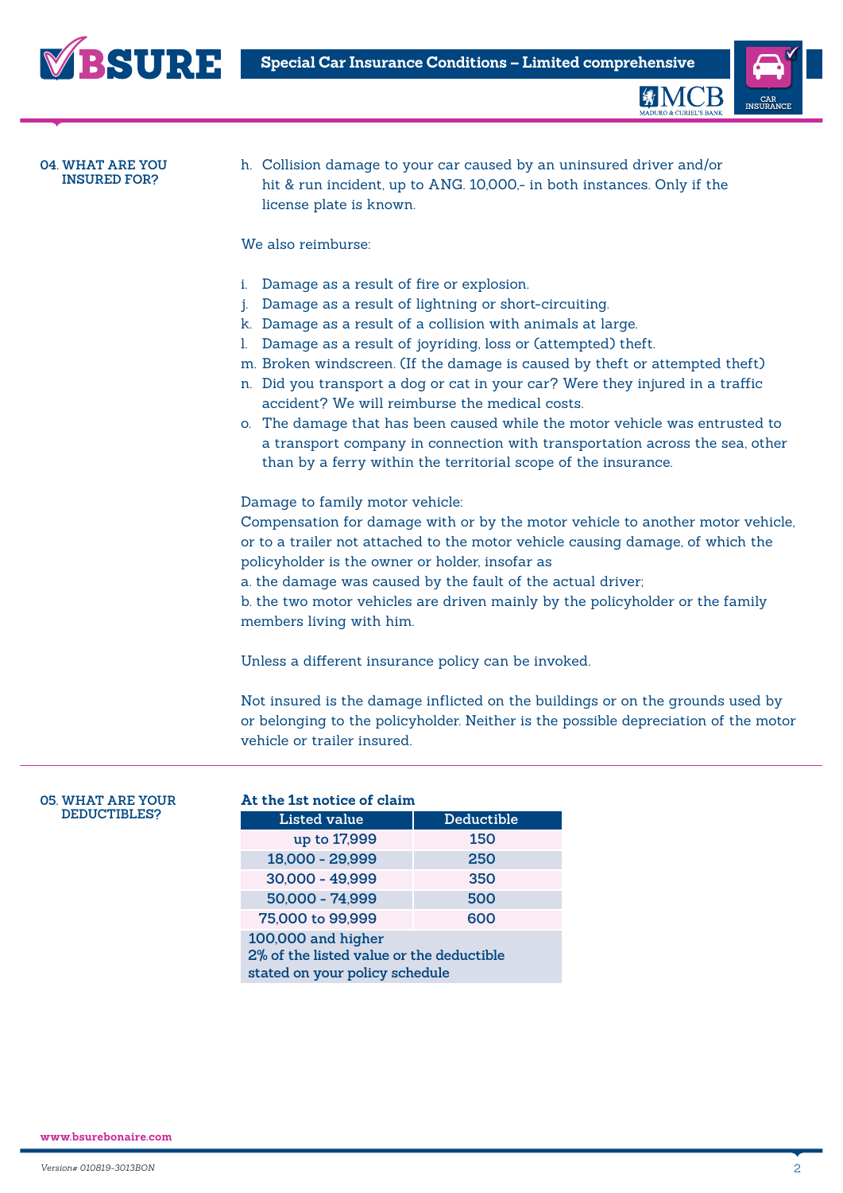## 04. WHAT ARE YOU INSURED FOR?

h. Collision damage to your car caused by an uninsured driver and/or hit & run incident, up to ANG. 10,000,- in both instances. Only if the license plate is known.

We also reimburse:

i. Damage as a result of fire or explosion.
j. Damage as a result of lightning or short-circuiting.
k. Damage as a result of a collision with animals at large.
l. Damage as a result of joyriding, loss or (attempted) theft.
m. Broken windscreen. (If the damage is caused by theft or attempted theft)
n. Did you transport a dog or cat in your car? Were they injured in a traffic accident? We will reimburse the medical costs.
o. The damage that has been caused while the motor vehicle was entrusted to a transport company in connection with transportation across the sea, other than by a ferry within the territorial scope of the insurance.

Damage to family motor vehicle:
Compensation for damage with or by the motor vehicle to another motor vehicle, or to a trailer not attached to the motor vehicle causing damage, of which the policyholder is the owner or holder, insofar as
a. the damage was caused by the fault of the actual driver;
b. the two motor vehicles are driven mainly by the policyholder or the family members living with him.

Unless a different insurance policy can be invoked.

Not insured is the damage inflicted on the buildings or on the grounds used by or belonging to the policyholder. Neither is the possible depreciation of the motor vehicle or trailer insured.

## 05. WHAT ARE YOUR DEDUCTIBLES?

**At the 1st notice of claim**

| Listed value | Deductible |
|---|---|
| up to 17,999 | 150 |
| 18,000 - 29,999 | 250 |
| 30,000 - 49,999 | 350 |
| 50,000 - 74,999 | 500 |
| 75,000 to 99,999 | 600 |
| 100,000 and higher 2% of the listed value or the deductible stated on your policy schedule | |

www.bsurebonaire.com

*Version# 010819-3013BON*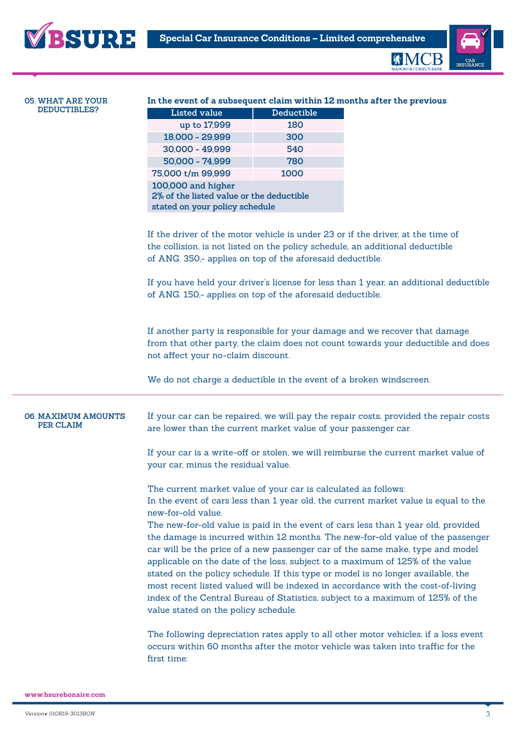## 05. WHAT ARE YOUR DEDUCTIBLES?

**In the event of a subsequent claim within 12 months after the previous**

| Listed value | Deductible |
|---|---|
| up to 17,999 | 180 |
| 18,000 - 29,999 | 300 |
| 30,000 - 49,999 | 540 |
| 50,000 - 74,999 | 780 |
| 75,000 t/m 99,999 | 1000 |
| 100,000 and higher<br>2% of the listed value or the deductible stated on your policy schedule | |

If the driver of the motor vehicle is under 23 or if the driver, at the time of the collision, is not listed on the policy schedule, an additional deductible of ANG. 350,- applies on top of the aforesaid deductible.

If you have held your driver's license for less than 1 year, an additional deductible of ANG. 150,- applies on top of the aforesaid deductible.

If another party is responsible for your damage and we recover that damage from that other party, the claim does not count towards your deductible and does not affect your no-claim discount.

We do not charge a deductible in the event of a broken windscreen.

## 06. MAXIMUM AMOUNTS PER CLAIM

If your car can be repaired, we will pay the repair costs, provided the repair costs are lower than the current market value of your passenger car.

If your car is a write-off or stolen, we will reimburse the current market value of your car, minus the residual value.

The current market value of your car is calculated as follows:
In the event of cars less than 1 year old, the current market value is equal to the new-for-old value.
The new-for-old value is paid in the event of cars less than 1 year old, provided the damage is incurred within 12 months. The new-for-old value of the passenger car will be the price of a new passenger car of the same make, type and model applicable on the date of the loss, subject to a maximum of 125% of the value stated on the policy schedule. If this type or model is no longer available, the most recent listed valued will be indexed in accordance with the cost-of-living index of the Central Bureau of Statistics, subject to a maximum of 125% of the value stated on the policy schedule.

The following depreciation rates apply to all other motor vehicles, if a loss event occurs within 60 months after the motor vehicle was taken into traffic for the first time: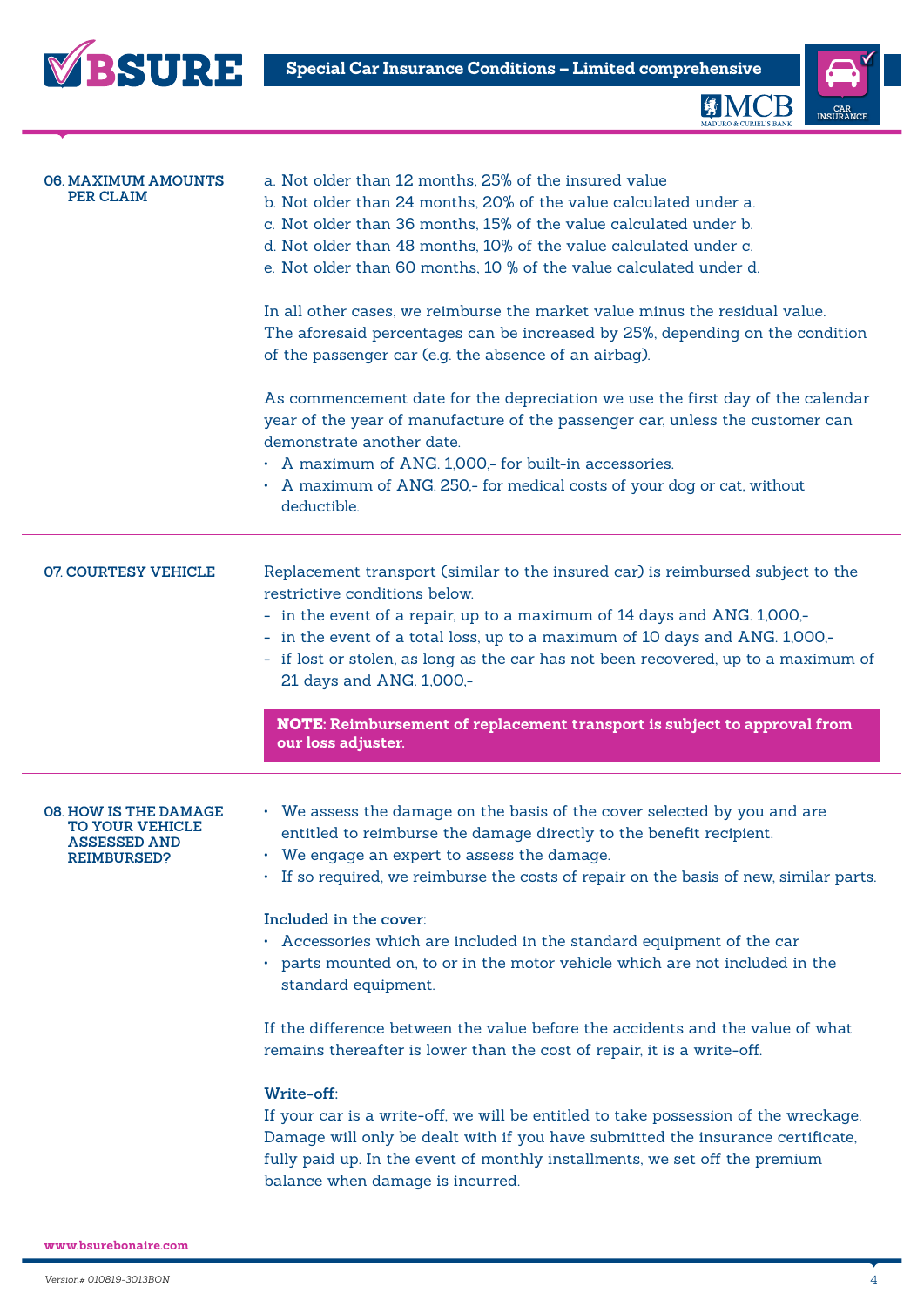## 06. MAXIMUM AMOUNTS PER CLAIM

a. Not older than 12 months, 25% of the insured value
b. Not older than 24 months, 20% of the value calculated under a.
c. Not older than 36 months, 15% of the value calculated under b.
d. Not older than 48 months, 10% of the value calculated under c.
e. Not older than 60 months, 10 % of the value calculated under d.

In all other cases, we reimburse the market value minus the residual value. The aforesaid percentages can be increased by 25%, depending on the condition of the passenger car (e.g. the absence of an airbag).

As commencement date for the depreciation we use the first day of the calendar year of the year of manufacture of the passenger car, unless the customer can demonstrate another date.

- A maximum of ANG. 1,000,- for built-in accessories.
- A maximum of ANG. 250,- for medical costs of your dog or cat, without deductible.

## 07. COURTESY VEHICLE

Replacement transport (similar to the insured car) is reimbursed subject to the restrictive conditions below.

- in the event of a repair, up to a maximum of 14 days and ANG. 1,000,-
- in the event of a total loss, up to a maximum of 10 days and ANG. 1,000,-
- if lost or stolen, as long as the car has not been recovered, up to a maximum of 21 days and ANG. 1,000,-

**NOTE: Reimbursement of replacement transport is subject to approval from our loss adjuster.**

## 08. HOW IS THE DAMAGE TO YOUR VEHICLE ASSESSED AND REIMBURSED?

- We assess the damage on the basis of the cover selected by you and are entitled to reimburse the damage directly to the benefit recipient.
- We engage an expert to assess the damage.
- If so required, we reimburse the costs of repair on the basis of new, similar parts.

### Included in the cover:

- Accessories which are included in the standard equipment of the car
- parts mounted on, to or in the motor vehicle which are not included in the standard equipment.

If the difference between the value before the accidents and the value of what remains thereafter is lower than the cost of repair, it is a write-off.

### Write-off:

If your car is a write-off, we will be entitled to take possession of the wreckage. Damage will only be dealt with if you have submitted the insurance certificate, fully paid up. In the event of monthly installments, we set off the premium balance when damage is incurred.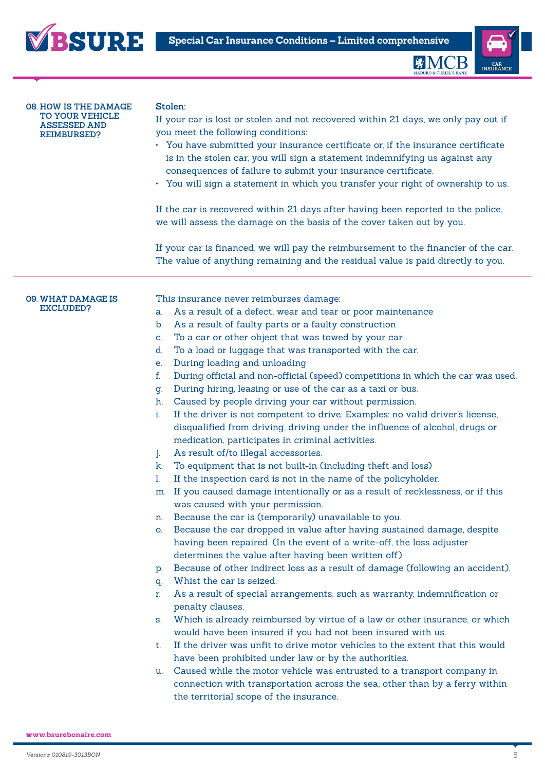## 08. HOW IS THE DAMAGE TO YOUR VEHICLE ASSESSED AND REIMBURSED?

**Stolen:**

If your car is lost or stolen and not recovered within 21 days, we only pay out if you meet the following conditions:

- You have submitted your insurance certificate or, if the insurance certificate is in the stolen car, you will sign a statement indemnifying us against any consequences of failure to submit your insurance certificate.
- You will sign a statement in which you transfer your right of ownership to us.

If the car is recovered within 21 days after having been reported to the police, we will assess the damage on the basis of the cover taken out by you.

If your car is financed, we will pay the reimbursement to the financier of the car. The value of anything remaining and the residual value is paid directly to you.

## 09. WHAT DAMAGE IS EXCLUDED?

This insurance never reimburses damage:

a. As a result of a defect, wear and tear or poor maintenance
b. As a result of faulty parts or a faulty construction
c. To a car or other object that was towed by your car
d. To a load or luggage that was transported with the car.
e. During loading and unloading
f. During official and non-official (speed) competitions in which the car was used.
g. During hiring, leasing or use of the car as a taxi or bus.
h. Caused by people driving your car without permission.
i. If the driver is not competent to drive. Examples: no valid driver's license, disqualified from driving, driving under the influence of alcohol, drugs or medication, participates in criminal activities.
j. As result of/to illegal accessories.
k. To equipment that is not built-in (including theft and loss)
l. If the inspection card is not in the name of the policyholder.
m. If you caused damage intentionally or as a result of recklessness, or if this was caused with your permission.
n. Because the car is (temporarily) unavailable to you.
o. Because the car dropped in value after having sustained damage, despite having been repaired. (In the event of a write-off, the loss adjuster determines the value after having been written off)
p. Because of other indirect loss as a result of damage (following an accident).
q. Whist the car is seized.
r. As a result of special arrangements, such as warranty, indemnification or penalty clauses.
s. Which is already reimbursed by virtue of a law or other insurance, or which would have been insured if you had not been insured with us.
t. If the driver was unfit to drive motor vehicles to the extent that this would have been prohibited under law or by the authorities.
u. Caused while the motor vehicle was entrusted to a transport company in connection with transportation across the sea, other than by a ferry within the territorial scope of the insurance.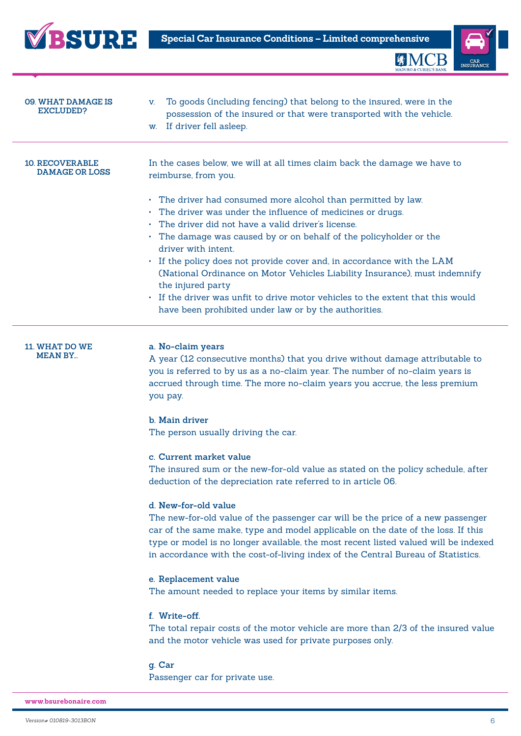## 09. WHAT DAMAGE IS EXCLUDED?

v. To goods (including fencing) that belong to the insured, were in the possession of the insured or that were transported with the vehicle.
w. If driver fell asleep.

## 10. RECOVERABLE DAMAGE OR LOSS

In the cases below, we will at all times claim back the damage we have to reimburse, from you.

- The driver had consumed more alcohol than permitted by law.
- The driver was under the influence of medicines or drugs.
- The driver did not have a valid driver's license.
- The damage was caused by or on behalf of the policyholder or the driver with intent.
- If the policy does not provide cover and, in accordance with the LAM (National Ordinance on Motor Vehicles Liability Insurance), must indemnify the injured party
- If the driver was unfit to drive motor vehicles to the extent that this would have been prohibited under law or by the authorities.

## 11. WHAT DO WE MEAN BY...

**a. No-claim years**
A year (12 consecutive months) that you drive without damage attributable to you is referred to by us as a no-claim year. The number of no-claim years is accrued through time. The more no-claim years you accrue, the less premium you pay.

**b. Main driver**
The person usually driving the car.

**c. Current market value**
The insured sum or the new-for-old value as stated on the policy schedule, after deduction of the depreciation rate referred to in article 06.

**d. New-for-old value**
The new-for-old value of the passenger car will be the price of a new passenger car of the same make, type and model applicable on the date of the loss. If this type or model is no longer available, the most recent listed valued will be indexed in accordance with the cost-of-living index of the Central Bureau of Statistics.

**e. Replacement value**
The amount needed to replace your items by similar items.

**f. Write-off.**
The total repair costs of the motor vehicle are more than 2/3 of the insured value and the motor vehicle was used for private purposes only.

**g. Car**
Passenger car for private use.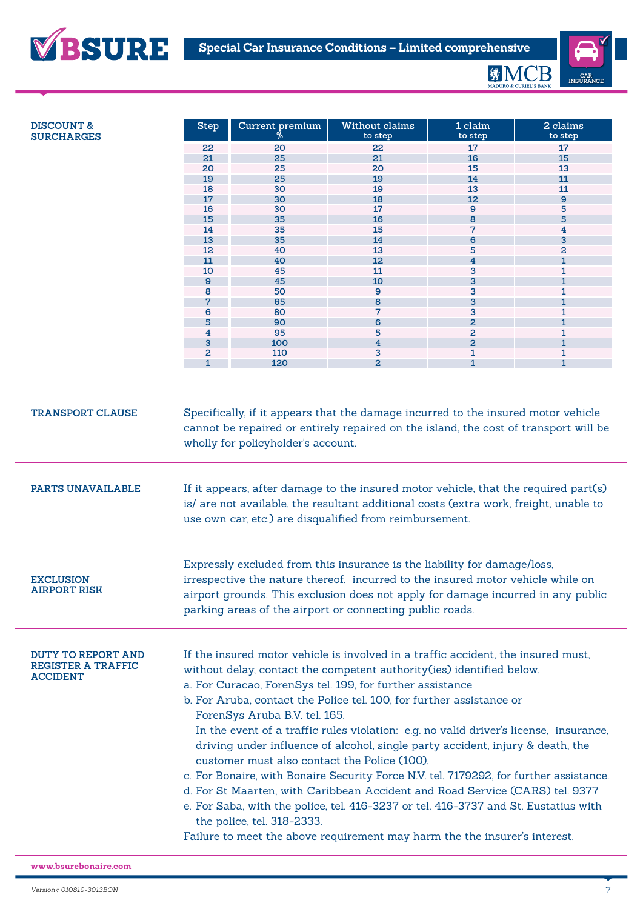## DISCOUNT & SURCHARGES

| Step | Current premium % | Without claims to step | 1 claim to step | 2 claims to step |
|---|---|---|---|---|
| 22 | 20 | 22 | 17 | 17 |
| 21 | 25 | 21 | 16 | 15 |
| 20 | 25 | 20 | 15 | 13 |
| 19 | 25 | 19 | 14 | 11 |
| 18 | 30 | 19 | 13 | 11 |
| 17 | 30 | 18 | 12 | 9 |
| 16 | 30 | 17 | 9 | 5 |
| 15 | 35 | 16 | 8 | 5 |
| 14 | 35 | 15 | 7 | 4 |
| 13 | 35 | 14 | 6 | 3 |
| 12 | 40 | 13 | 5 | 2 |
| 11 | 40 | 12 | 4 | 1 |
| 10 | 45 | 11 | 3 | 1 |
| 9 | 45 | 10 | 3 | 1 |
| 8 | 50 | 9 | 3 | 1 |
| 7 | 65 | 8 | 3 | 1 |
| 6 | 80 | 7 | 3 | 1 |
| 5 | 90 | 6 | 2 | 1 |
| 4 | 95 | 5 | 2 | 1 |
| 3 | 100 | 4 | 2 | 1 |
| 2 | 110 | 3 | 1 | 1 |
| 1 | 120 | 2 | 1 | 1 |

## TRANSPORT CLAUSE

Specifically, if it appears that the damage incurred to the insured motor vehicle cannot be repaired or entirely repaired on the island, the cost of transport will be wholly for policyholder's account.

## PARTS UNAVAILABLE

If it appears, after damage to the insured motor vehicle, that the required part(s) is/ are not available, the resultant additional costs (extra work, freight, unable to use own car, etc.) are disqualified from reimbursement.

## EXCLUSION AIRPORT RISK

Expressly excluded from this insurance is the liability for damage/loss, irrespective the nature thereof, incurred to the insured motor vehicle while on airport grounds. This exclusion does not apply for damage incurred in any public parking areas of the airport or connecting public roads.

## DUTY TO REPORT AND REGISTER A TRAFFIC ACCIDENT

If the insured motor vehicle is involved in a traffic accident, the insured must, without delay, contact the competent authority(ies) identified below.

a. For Curacao, ForenSys tel. 199, for further assistance
b. For Aruba, contact the Police tel. 100, for further assistance or ForenSys Aruba B.V. tel. 165.
   In the event of a traffic rules violation: e.g. no valid driver's license, insurance, driving under influence of alcohol, single party accident, injury & death, the customer must also contact the Police (100).
c. For Bonaire, with Bonaire Security Force N.V. tel. 7179292, for further assistance.
d. For St Maarten, with Caribbean Accident and Road Service (CARS) tel. 9377
e. For Saba, with the police, tel. 416-3237 or tel. 416-3737 and St. Eustatius with the police, tel. 318-2333.

Failure to meet the above requirement may harm the the insurer's interest.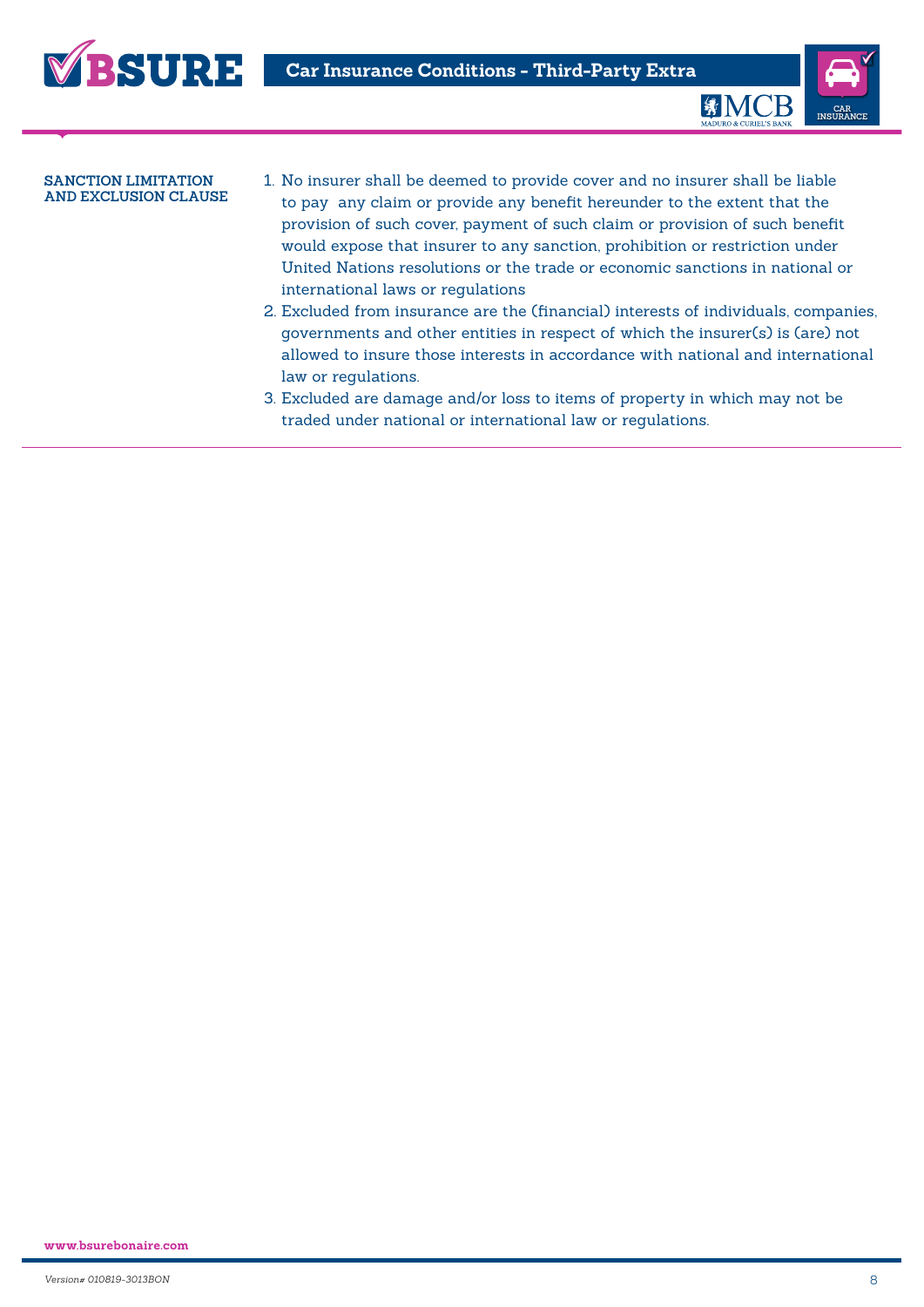## SANCTION LIMITATION AND EXCLUSION CLAUSE

1. No insurer shall be deemed to provide cover and no insurer shall be liable to pay any claim or provide any benefit hereunder to the extent that the provision of such cover, payment of such claim or provision of such benefit would expose that insurer to any sanction, prohibition or restriction under United Nations resolutions or the trade or economic sanctions in national or international laws or regulations
2. Excluded from insurance are the (financial) interests of individuals, companies, governments and other entities in respect of which the insurer(s) is (are) not allowed to insure those interests in accordance with national and international law or regulations.
3. Excluded are damage and/or loss to items of property in which may not be traded under national or international law or regulations.